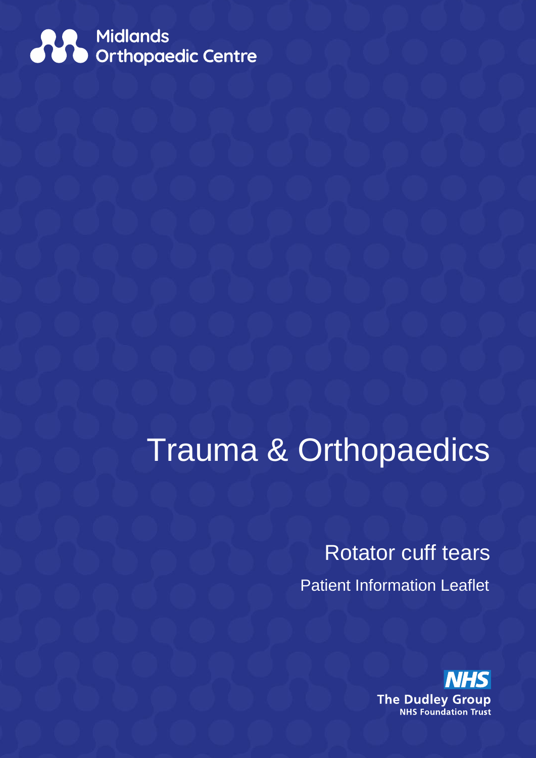Midlands Orthopaedic Centre

# Trauma & Orthopaedics

## Rotator cuff tears

Patient Information Leaflet

NHS
The Dudley Group
NHS Foundation Trust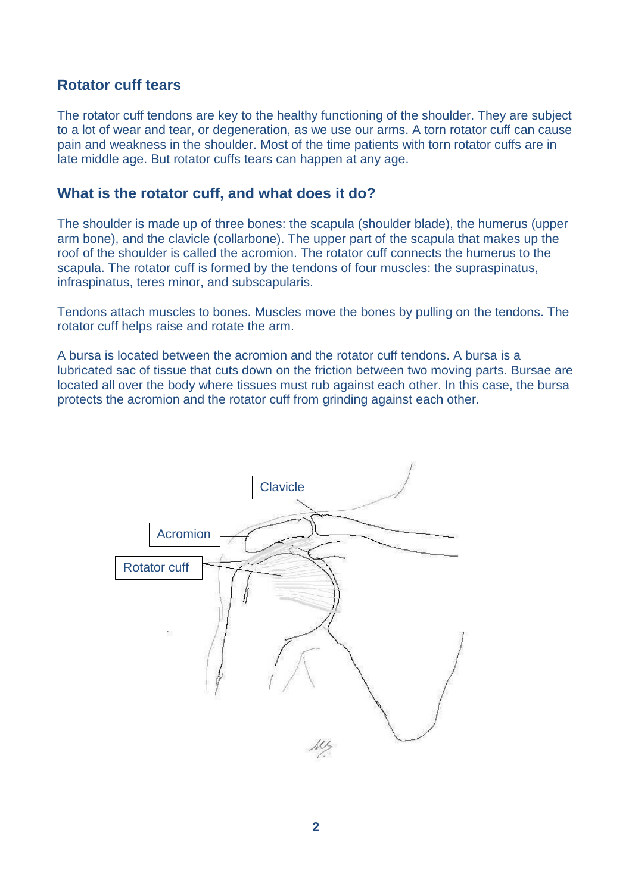## Rotator cuff tears

The rotator cuff tendons are key to the healthy functioning of the shoulder. They are subject to a lot of wear and tear, or degeneration, as we use our arms. A torn rotator cuff can cause pain and weakness in the shoulder. Most of the time patients with torn rotator cuffs are in late middle age. But rotator cuffs tears can happen at any age.

## What is the rotator cuff, and what does it do?

The shoulder is made up of three bones: the scapula (shoulder blade), the humerus (upper arm bone), and the clavicle (collarbone). The upper part of the scapula that makes up the roof of the shoulder is called the acromion. The rotator cuff connects the humerus to the scapula. The rotator cuff is formed by the tendons of four muscles: the supraspinatus, infraspinatus, teres minor, and subscapularis.

Tendons attach muscles to bones. Muscles move the bones by pulling on the tendons. The rotator cuff helps raise and rotate the arm.

A bursa is located between the acromion and the rotator cuff tendons. A bursa is a lubricated sac of tissue that cuts down on the friction between two moving parts. Bursae are located all over the body where tissues must rub against each other. In this case, the bursa protects the acromion and the rotator cuff from grinding against each other.

Clavicle

Acromion

Rotator cuff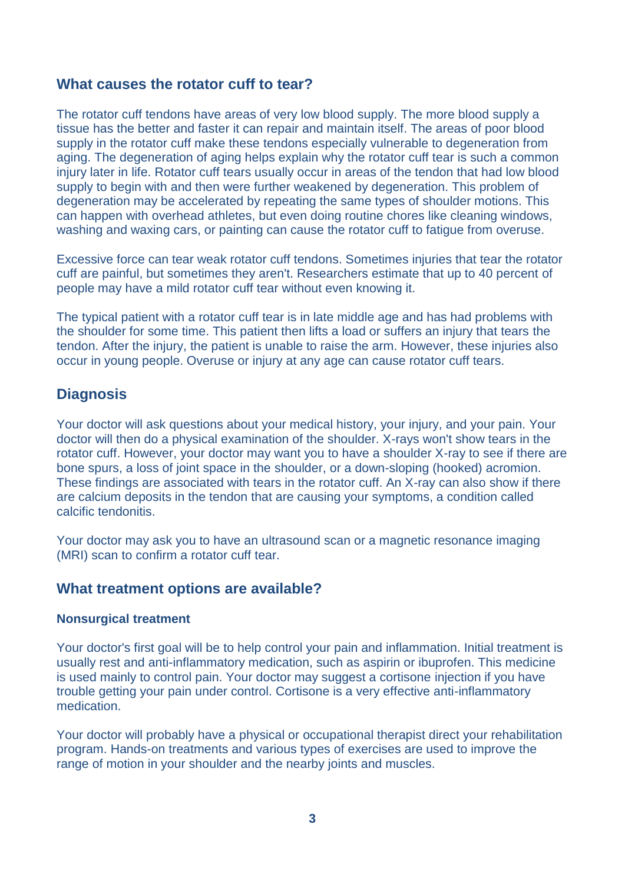## What causes the rotator cuff to tear?

The rotator cuff tendons have areas of very low blood supply. The more blood supply a tissue has the better and faster it can repair and maintain itself. The areas of poor blood supply in the rotator cuff make these tendons especially vulnerable to degeneration from aging. The degeneration of aging helps explain why the rotator cuff tear is such a common injury later in life. Rotator cuff tears usually occur in areas of the tendon that had low blood supply to begin with and then were further weakened by degeneration. This problem of degeneration may be accelerated by repeating the same types of shoulder motions. This can happen with overhead athletes, but even doing routine chores like cleaning windows, washing and waxing cars, or painting can cause the rotator cuff to fatigue from overuse.

Excessive force can tear weak rotator cuff tendons. Sometimes injuries that tear the rotator cuff are painful, but sometimes they aren't. Researchers estimate that up to 40 percent of people may have a mild rotator cuff tear without even knowing it.

The typical patient with a rotator cuff tear is in late middle age and has had problems with the shoulder for some time. This patient then lifts a load or suffers an injury that tears the tendon. After the injury, the patient is unable to raise the arm. However, these injuries also occur in young people. Overuse or injury at any age can cause rotator cuff tears.

## Diagnosis

Your doctor will ask questions about your medical history, your injury, and your pain. Your doctor will then do a physical examination of the shoulder. X-rays won't show tears in the rotator cuff. However, your doctor may want you to have a shoulder X-ray to see if there are bone spurs, a loss of joint space in the shoulder, or a down-sloping (hooked) acromion. These findings are associated with tears in the rotator cuff. An X-ray can also show if there are calcium deposits in the tendon that are causing your symptoms, a condition called calcific tendonitis.

Your doctor may ask you to have an ultrasound scan or a magnetic resonance imaging (MRI) scan to confirm a rotator cuff tear.

## What treatment options are available?

### Nonsurgical treatment

Your doctor's first goal will be to help control your pain and inflammation. Initial treatment is usually rest and anti-inflammatory medication, such as aspirin or ibuprofen. This medicine is used mainly to control pain. Your doctor may suggest a cortisone injection if you have trouble getting your pain under control. Cortisone is a very effective anti-inflammatory medication.

Your doctor will probably have a physical or occupational therapist direct your rehabilitation program. Hands-on treatments and various types of exercises are used to improve the range of motion in your shoulder and the nearby joints and muscles.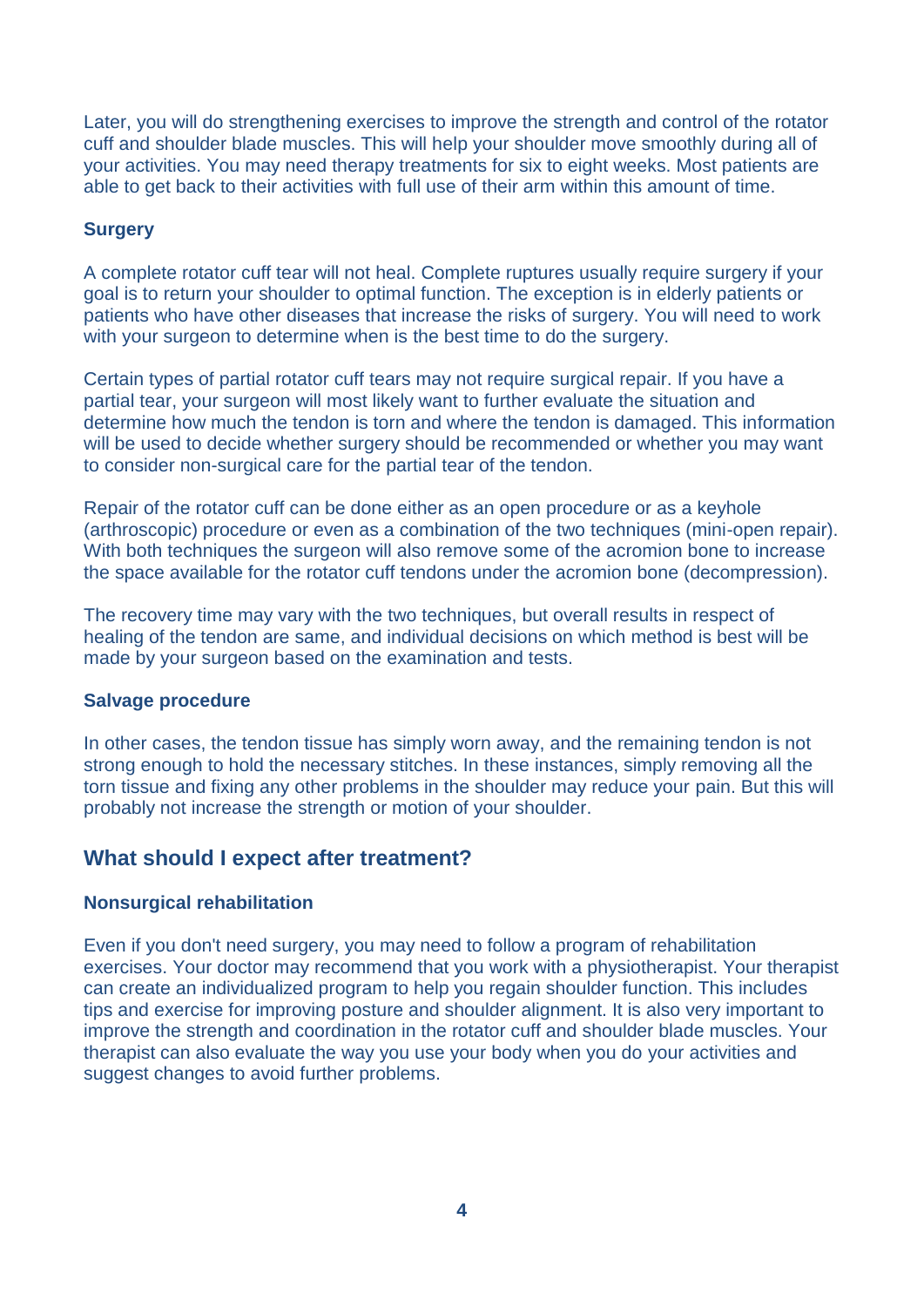Later, you will do strengthening exercises to improve the strength and control of the rotator cuff and shoulder blade muscles. This will help your shoulder move smoothly during all of your activities. You may need therapy treatments for six to eight weeks. Most patients are able to get back to their activities with full use of their arm within this amount of time.

### Surgery

A complete rotator cuff tear will not heal. Complete ruptures usually require surgery if your goal is to return your shoulder to optimal function. The exception is in elderly patients or patients who have other diseases that increase the risks of surgery. You will need to work with your surgeon to determine when is the best time to do the surgery.

Certain types of partial rotator cuff tears may not require surgical repair. If you have a partial tear, your surgeon will most likely want to further evaluate the situation and determine how much the tendon is torn and where the tendon is damaged. This information will be used to decide whether surgery should be recommended or whether you may want to consider non-surgical care for the partial tear of the tendon.

Repair of the rotator cuff can be done either as an open procedure or as a keyhole (arthroscopic) procedure or even as a combination of the two techniques (mini-open repair). With both techniques the surgeon will also remove some of the acromion bone to increase the space available for the rotator cuff tendons under the acromion bone (decompression).

The recovery time may vary with the two techniques, but overall results in respect of healing of the tendon are same, and individual decisions on which method is best will be made by your surgeon based on the examination and tests.

### Salvage procedure

In other cases, the tendon tissue has simply worn away, and the remaining tendon is not strong enough to hold the necessary stitches. In these instances, simply removing all the torn tissue and fixing any other problems in the shoulder may reduce your pain. But this will probably not increase the strength or motion of your shoulder.

## What should I expect after treatment?

### Nonsurgical rehabilitation

Even if you don't need surgery, you may need to follow a program of rehabilitation exercises. Your doctor may recommend that you work with a physiotherapist. Your therapist can create an individualized program to help you regain shoulder function. This includes tips and exercise for improving posture and shoulder alignment. It is also very important to improve the strength and coordination in the rotator cuff and shoulder blade muscles. Your therapist can also evaluate the way you use your body when you do your activities and suggest changes to avoid further problems.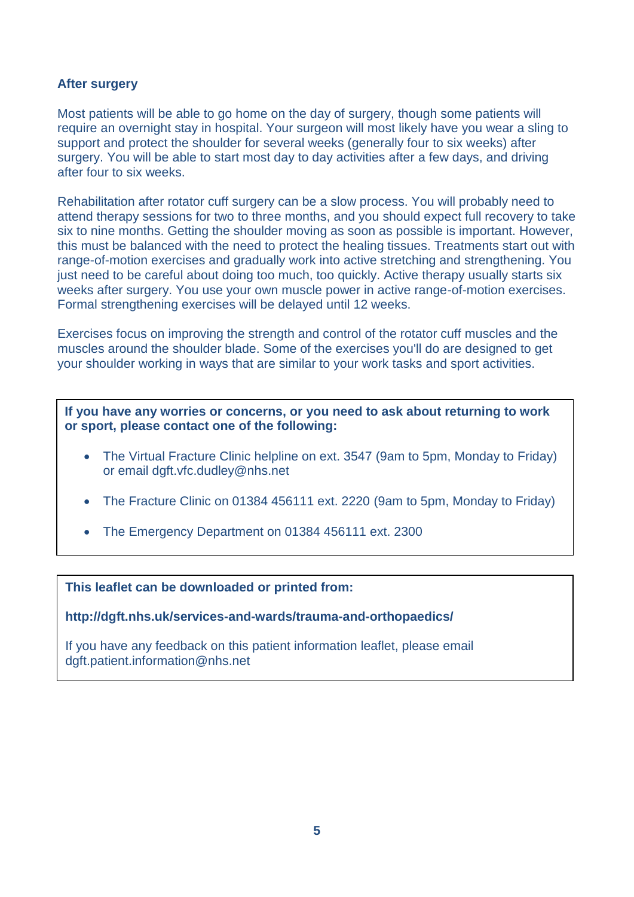## After surgery

Most patients will be able to go home on the day of surgery, though some patients will require an overnight stay in hospital. Your surgeon will most likely have you wear a sling to support and protect the shoulder for several weeks (generally four to six weeks) after surgery. You will be able to start most day to day activities after a few days, and driving after four to six weeks.

Rehabilitation after rotator cuff surgery can be a slow process. You will probably need to attend therapy sessions for two to three months, and you should expect full recovery to take six to nine months. Getting the shoulder moving as soon as possible is important. However, this must be balanced with the need to protect the healing tissues. Treatments start out with range-of-motion exercises and gradually work into active stretching and strengthening. You just need to be careful about doing too much, too quickly. Active therapy usually starts six weeks after surgery. You use your own muscle power in active range-of-motion exercises. Formal strengthening exercises will be delayed until 12 weeks.

Exercises focus on improving the strength and control of the rotator cuff muscles and the muscles around the shoulder blade. Some of the exercises you'll do are designed to get your shoulder working in ways that are similar to your work tasks and sport activities.

**If you have any worries or concerns, or you need to ask about returning to work or sport, please contact one of the following:**

- The Virtual Fracture Clinic helpline on ext. 3547 (9am to 5pm, Monday to Friday) or email dgft.vfc.dudley@nhs.net
- The Fracture Clinic on 01384 456111 ext. 2220 (9am to 5pm, Monday to Friday)
- The Emergency Department on 01384 456111 ext. 2300

**This leaflet can be downloaded or printed from:**

**http://dgft.nhs.uk/services-and-wards/trauma-and-orthopaedics/**

If you have any feedback on this patient information leaflet, please email dgft.patient.information@nhs.net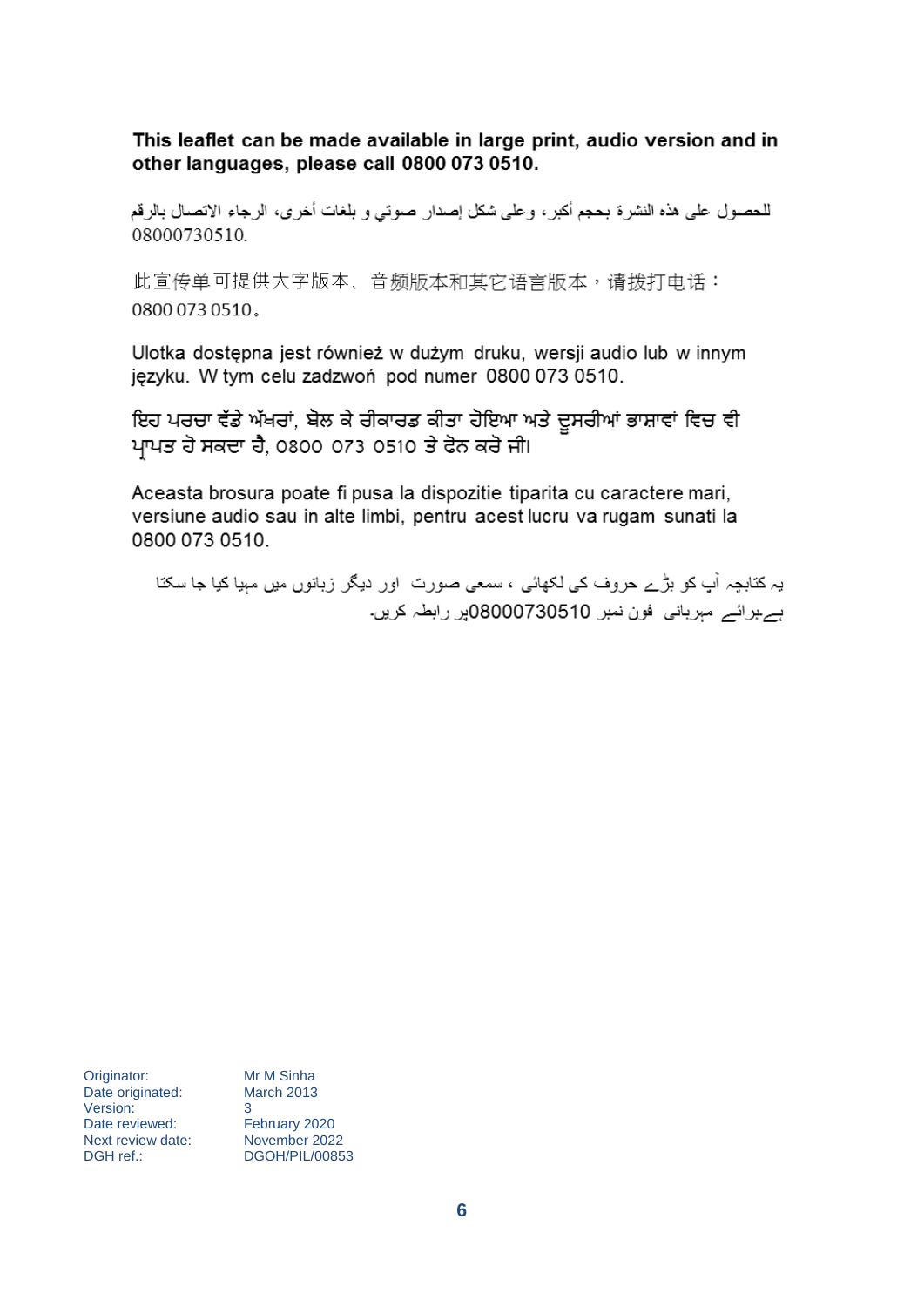**This leaflet can be made available in large print, audio version and in other languages, please call 0800 073 0510.**

للحصول على هذه النشرة بحجم أكبر، وعلى شكل إصدار صوتي و بلغات أخرى، الرجاء الاتصال بالرقم 08000730510.

此宣传单可提供大字版本、音频版本和其它语言版本，请拨打电话：0800 073 0510。

Ulotka dostępna jest również w dużym druku, wersji audio lub w innym języku. W tym celu zadzwoń pod numer 0800 073 0510.

ਇਹ ਪਰਚਾ ਵੱਡੇ ਅੱਖਰਾਂ, ਬੋਲ ਕੇ ਰੀਕਾਰਡ ਕੀਤਾ ਹੋਇਆ ਅਤੇ ਦੂਸਰੀਆਂ ਭਾਸ਼ਾਵਾਂ ਵਿਚ ਵੀ ਪ੍ਰਾਪਤ ਹੋ ਸਕਦਾ ਹੈ, 0800 073 0510 ਤੇ ਫੋਨ ਕਰੋ ਜੀ।

Aceasta brosura poate fi pusa la dispozitie tiparita cu caractere mari, versiune audio sau in alte limbi, pentru acest lucru va rugam sunati la 0800 073 0510.

یہ کتابچہ آپ کو بڑے حروف کی لکھائی ، سمعی صورت اور دیگر زبانوں میں مہیا کیا جا سکتا ہے۔برائے مہربانی فون نمبر 08000730510پر رابطہ کریں۔

| | |
|---|---|
| Originator: | Mr M Sinha |
| Date originated: | March 2013 |
| Version: | 3 |
| Date reviewed: | February 2020 |
| Next review date: | November 2022 |
| DGH ref.: | DGOH/PIL/00853 |